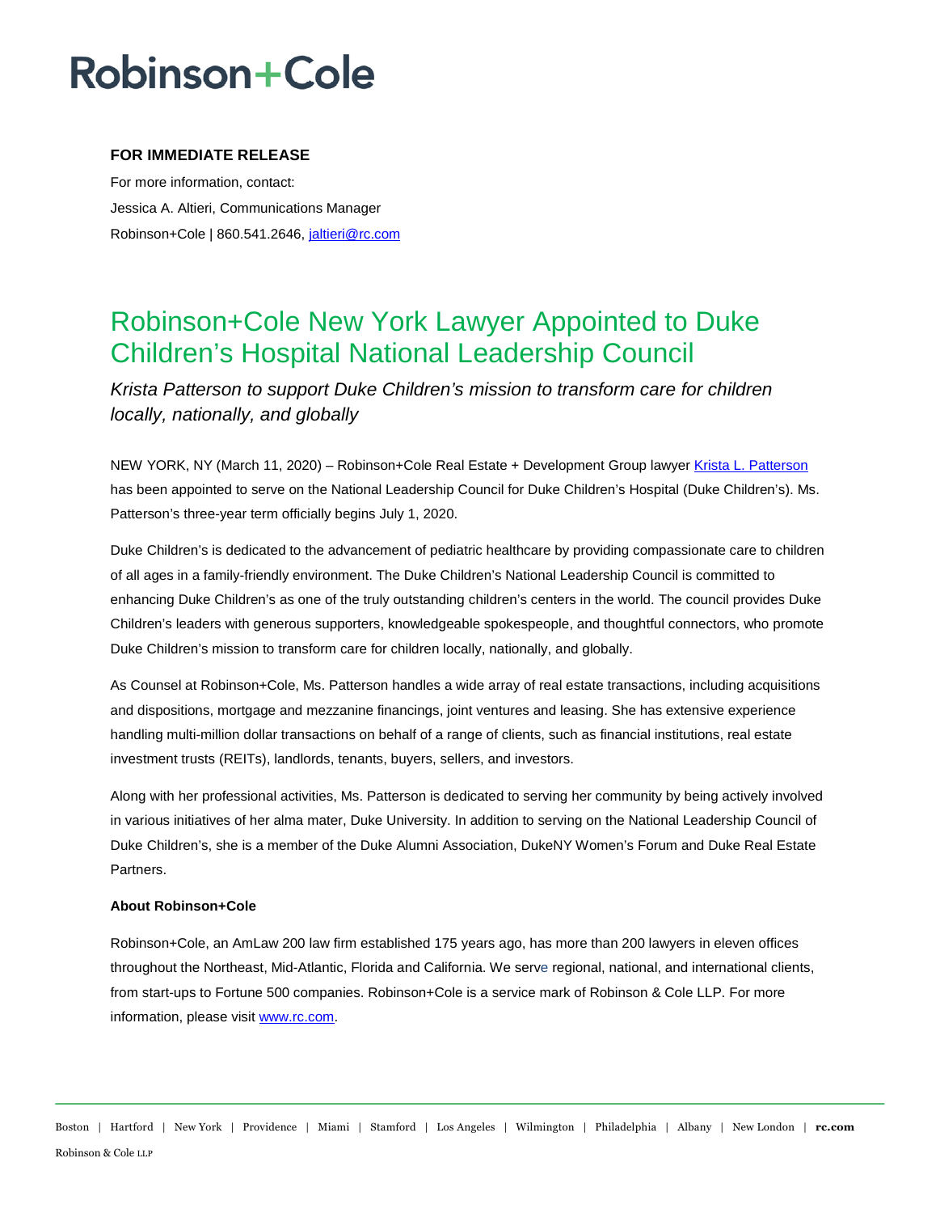# Robinson+Cole

**FOR IMMEDIATE RELEASE**

For more information, contact:

Jessica A. Altieri, Communications Manager

Robinson+Cole | 860.541.2646, jaltieri@rc.com

## Robinson+Cole New York Lawyer Appointed to Duke Children's Hospital National Leadership Council

*Krista Patterson to support Duke Children's mission to transform care for children locally, nationally, and globally*

NEW YORK, NY (March 11, 2020) – Robinson+Cole Real Estate + Development Group lawyer Krista L. Patterson has been appointed to serve on the National Leadership Council for Duke Children's Hospital (Duke Children's). Ms. Patterson's three-year term officially begins July 1, 2020.

Duke Children's is dedicated to the advancement of pediatric healthcare by providing compassionate care to children of all ages in a family-friendly environment. The Duke Children's National Leadership Council is committed to enhancing Duke Children's as one of the truly outstanding children's centers in the world. The council provides Duke Children's leaders with generous supporters, knowledgeable spokespeople, and thoughtful connectors, who promote Duke Children's mission to transform care for children locally, nationally, and globally.

As Counsel at Robinson+Cole, Ms. Patterson handles a wide array of real estate transactions, including acquisitions and dispositions, mortgage and mezzanine financings, joint ventures and leasing. She has extensive experience handling multi-million dollar transactions on behalf of a range of clients, such as financial institutions, real estate investment trusts (REITs), landlords, tenants, buyers, sellers, and investors.

Along with her professional activities, Ms. Patterson is dedicated to serving her community by being actively involved in various initiatives of her alma mater, Duke University. In addition to serving on the National Leadership Council of Duke Children's, she is a member of the Duke Alumni Association, DukeNY Women's Forum and Duke Real Estate Partners.

**About Robinson+Cole**

Robinson+Cole, an AmLaw 200 law firm established 175 years ago, has more than 200 lawyers in eleven offices throughout the Northeast, Mid-Atlantic, Florida and California. We serve regional, national, and international clients, from start-ups to Fortune 500 companies. Robinson+Cole is a service mark of Robinson & Cole LLP. For more information, please visit www.rc.com.